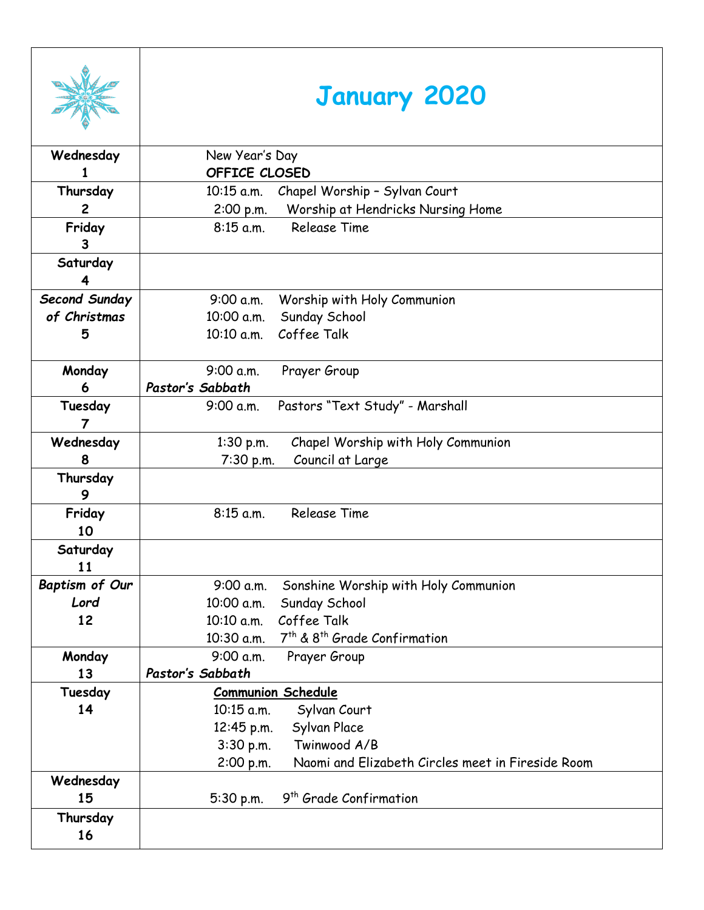# January 2020

| Day | Events |
| --- | --- |
| Wednesday 1 | New Year's Day<br>**OFFICE CLOSED** |
| Thursday 2 | 10:15 a.m. Chapel Worship – Sylvan Court<br>2:00 p.m. Worship at Hendricks Nursing Home |
| Friday 3 | 8:15 a.m. Release Time |
| Saturday 4 | |
| *Second Sunday of Christmas* 5 | 9:00 a.m. Worship with Holy Communion<br>10:00 a.m. Sunday School<br>10:10 a.m. Coffee Talk |
| Monday 6 | 9:00 a.m. Prayer Group<br>***Pastor's Sabbath*** |
| Tuesday 7 | 9:00 a.m. Pastors "Text Study" - Marshall |
| Wednesday 8 | 1:30 p.m. Chapel Worship with Holy Communion<br>7:30 p.m. Council at Large |
| Thursday 9 | |
| Friday 10 | 8:15 a.m. Release Time |
| Saturday 11 | |
| *Baptism of Our Lord* 12 | 9:00 a.m. Sonshine Worship with Holy Communion<br>10:00 a.m. Sunday School<br>10:10 a.m. Coffee Talk<br>10:30 a.m. 7th & 8th Grade Confirmation |
| Monday 13 | 9:00 a.m. Prayer Group<br>***Pastor's Sabbath*** |
| Tuesday 14 | **Communion Schedule**<br>10:15 a.m. Sylvan Court<br>12:45 p.m. Sylvan Place<br>3:30 p.m. Twinwood A/B<br>2:00 p.m. Naomi and Elizabeth Circles meet in Fireside Room |
| Wednesday 15 | 5:30 p.m. 9th Grade Confirmation |
| Thursday 16 | |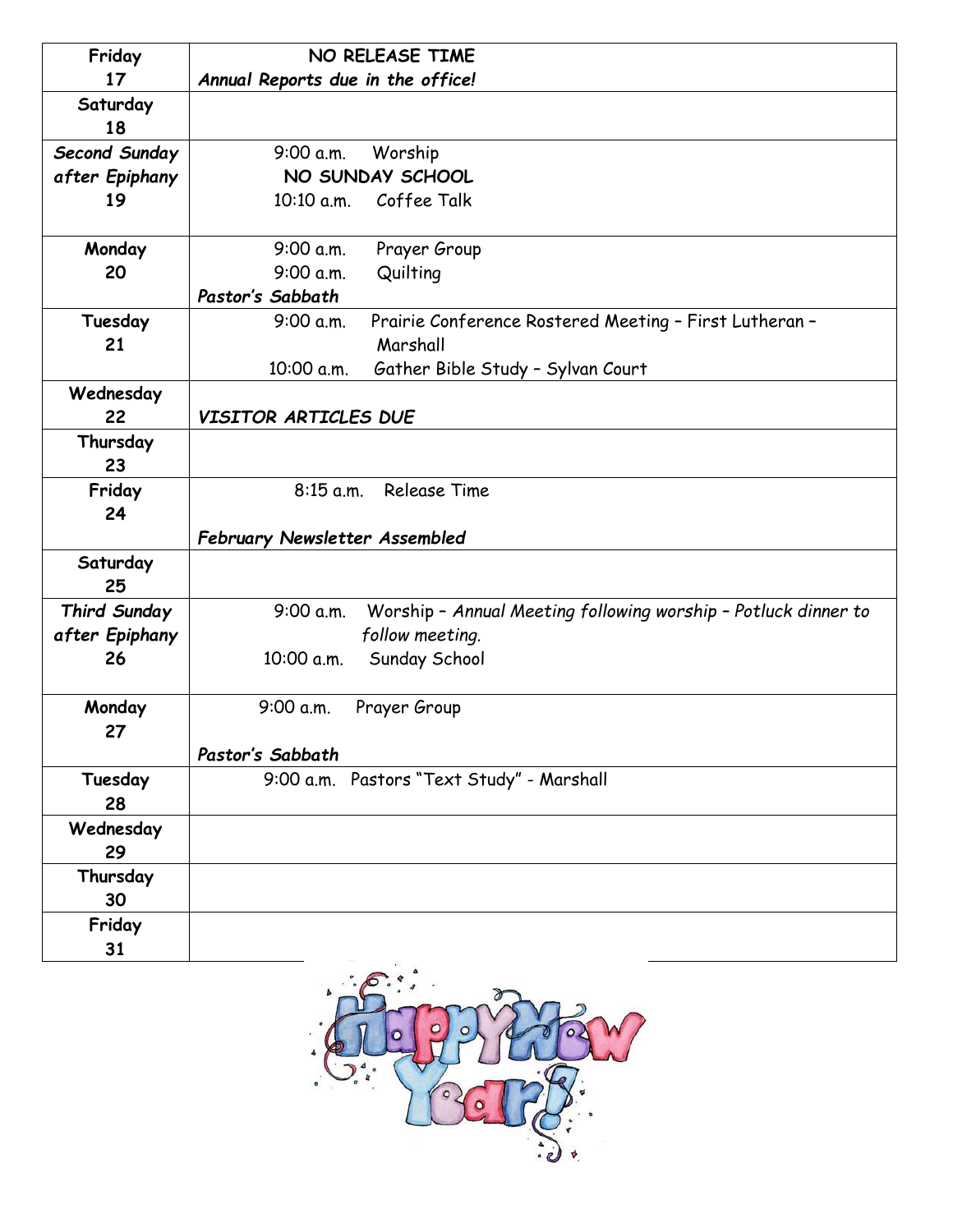| | |
|---|---|
| Friday<br>17 | NO RELEASE TIME<br>***Annual Reports due in the office!*** |
| Saturday<br>18 | |
| *Second Sunday after Epiphany*<br>19 | 9:00 a.m. Worship<br>NO SUNDAY SCHOOL<br>10:10 a.m. Coffee Talk |
| Monday<br>20 | 9:00 a.m. Prayer Group<br>9:00 a.m. Quilting<br>***Pastor's Sabbath*** |
| Tuesday<br>21 | 9:00 a.m. Prairie Conference Rostered Meeting – First Lutheran – Marshall<br>10:00 a.m. Gather Bible Study – Sylvan Court |
| Wednesday<br>22 | ***VISITOR ARTICLES DUE*** |
| Thursday<br>23 | |
| Friday<br>24 | 8:15 a.m. Release Time<br>***February Newsletter Assembled*** |
| Saturday<br>25 | |
| *Third Sunday after Epiphany*<br>26 | 9:00 a.m. Worship – *Annual Meeting following worship – Potluck dinner to follow meeting.*<br>10:00 a.m. Sunday School |
| Monday<br>27 | 9:00 a.m. Prayer Group<br>***Pastor's Sabbath*** |
| Tuesday<br>28 | 9:00 a.m. Pastors "Text Study" - Marshall |
| Wednesday<br>29 | |
| Thursday<br>30 | |
| Friday<br>31 | |